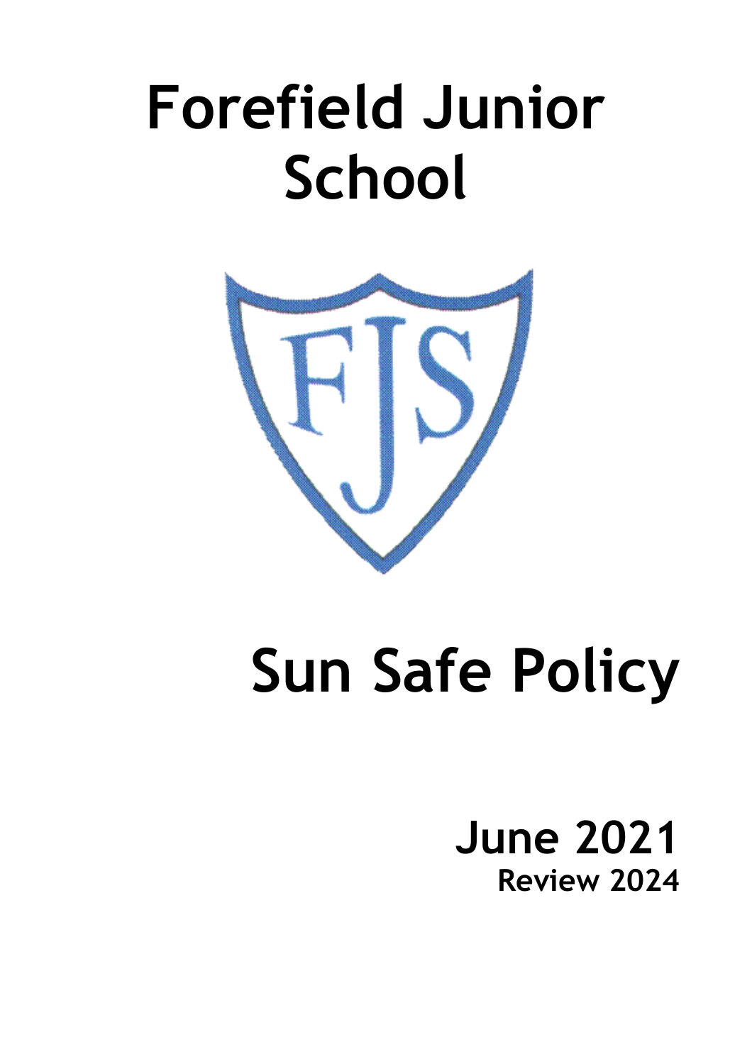# Forefield Junior School

FJS

# Sun Safe Policy

**June 2021**
**Review 2024**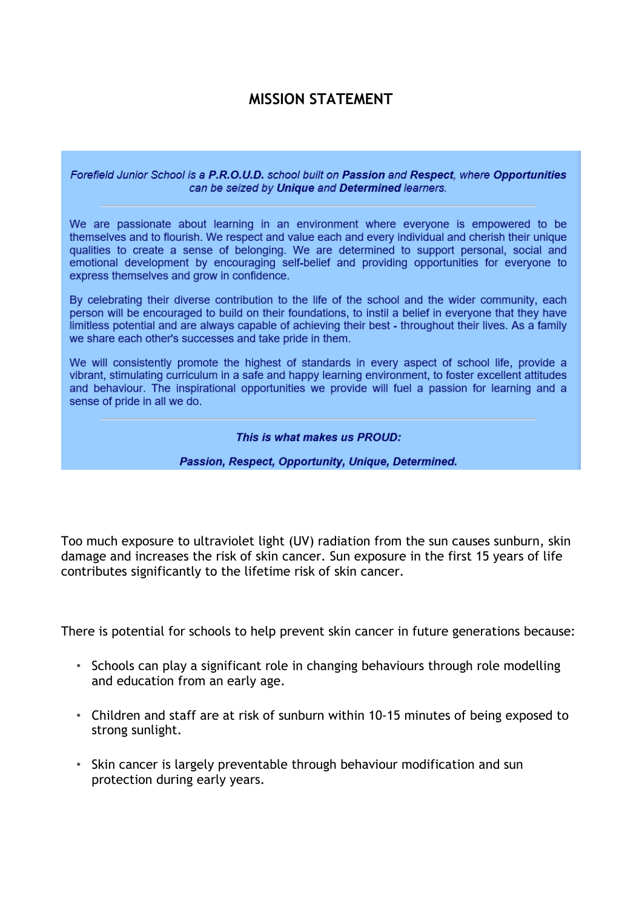## MISSION STATEMENT

*Forefield Junior School is a **P.R.O.U.D.** school built on **Passion** and **Respect**, where **Opportunities** can be seized by **Unique** and **Determined** learners.*

---

We are passionate about learning in an environment where everyone is empowered to be themselves and to flourish. We respect and value each and every individual and cherish their unique qualities to create a sense of belonging. We are determined to support personal, social and emotional development by encouraging self-belief and providing opportunities for everyone to express themselves and grow in confidence.

By celebrating their diverse contribution to the life of the school and the wider community, each person will be encouraged to build on their foundations, to instil a belief in everyone that they have limitless potential and are always capable of achieving their best - throughout their lives. As a family we share each other's successes and take pride in them.

We will consistently promote the highest of standards in every aspect of school life, provide a vibrant, stimulating curriculum in a safe and happy learning environment, to foster excellent attitudes and behaviour. The inspirational opportunities we provide will fuel a passion for learning and a sense of pride in all we do.

---

***This is what makes us PROUD:***

***Passion, Respect, Opportunity, Unique, Determined.***

Too much exposure to ultraviolet light (UV) radiation from the sun causes sunburn, skin damage and increases the risk of skin cancer. Sun exposure in the first 15 years of life contributes significantly to the lifetime risk of skin cancer.

There is potential for schools to help prevent skin cancer in future generations because:

- Schools can play a significant role in changing behaviours through role modelling and education from an early age.
- Children and staff are at risk of sunburn within 10-15 minutes of being exposed to strong sunlight.
- Skin cancer is largely preventable through behaviour modification and sun protection during early years.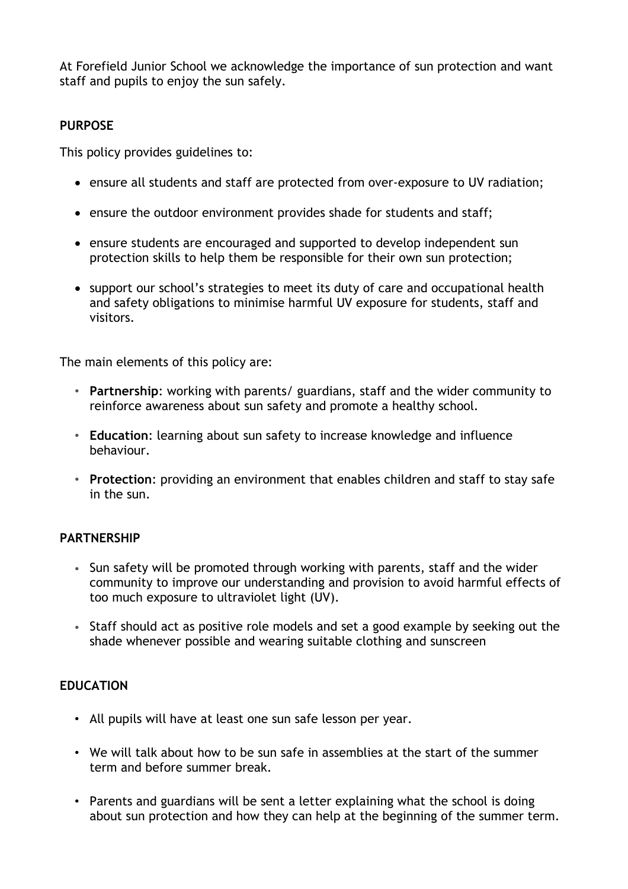At Forefield Junior School we acknowledge the importance of sun protection and want staff and pupils to enjoy the sun safely.

## PURPOSE

This policy provides guidelines to:

- ensure all students and staff are protected from over-exposure to UV radiation;
- ensure the outdoor environment provides shade for students and staff;
- ensure students are encouraged and supported to develop independent sun protection skills to help them be responsible for their own sun protection;
- support our school's strategies to meet its duty of care and occupational health and safety obligations to minimise harmful UV exposure for students, staff and visitors.

The main elements of this policy are:

- **Partnership**: working with parents/ guardians, staff and the wider community to reinforce awareness about sun safety and promote a healthy school.
- **Education**: learning about sun safety to increase knowledge and influence behaviour.
- **Protection**: providing an environment that enables children and staff to stay safe in the sun.

## PARTNERSHIP

- Sun safety will be promoted through working with parents, staff and the wider community to improve our understanding and provision to avoid harmful effects of too much exposure to ultraviolet light (UV).
- Staff should act as positive role models and set a good example by seeking out the shade whenever possible and wearing suitable clothing and sunscreen

## EDUCATION

- All pupils will have at least one sun safe lesson per year.
- We will talk about how to be sun safe in assemblies at the start of the summer term and before summer break.
- Parents and guardians will be sent a letter explaining what the school is doing about sun protection and how they can help at the beginning of the summer term.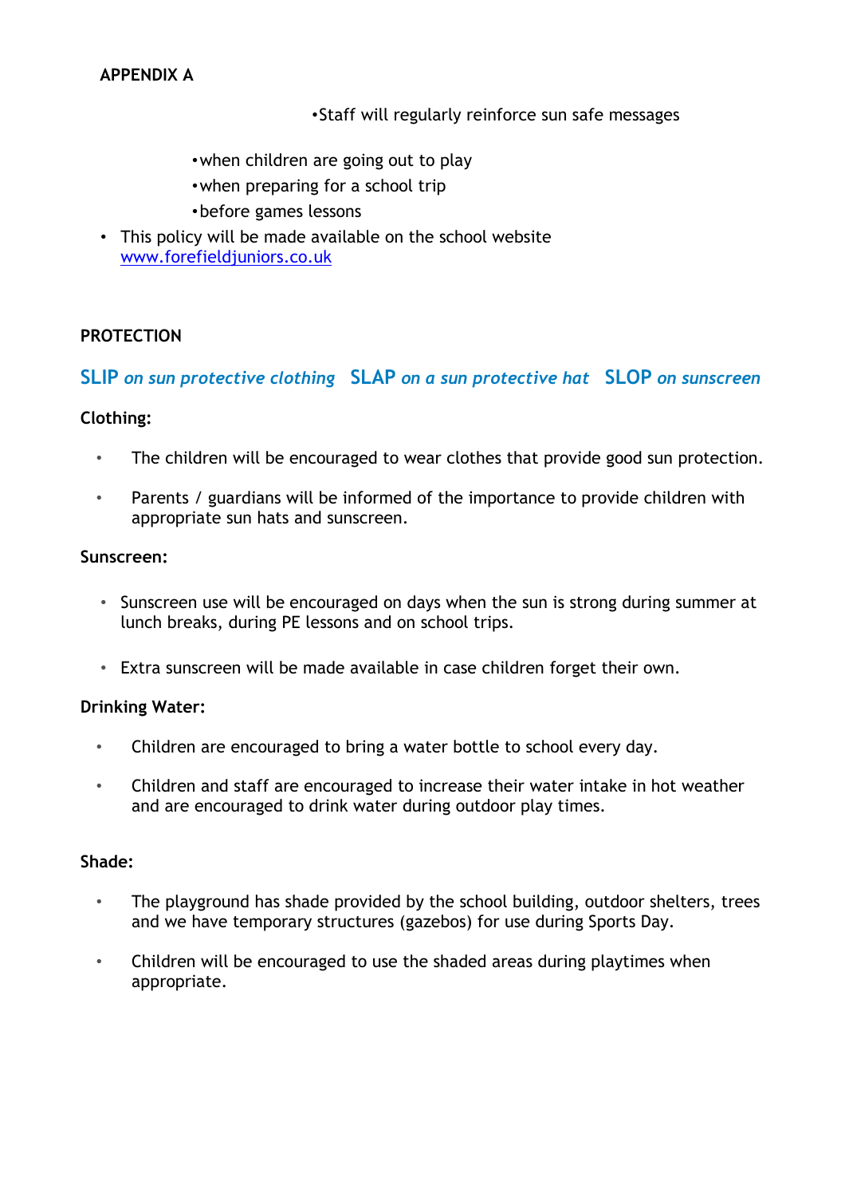**APPENDIX A**

- Staff will regularly reinforce sun safe messages
  - when children are going out to play
  - when preparing for a school trip
  - before games lessons
- This policy will be made available on the school website [www.forefieldjuniors.co.uk](http://www.forefieldjuniors.co.uk)

**PROTECTION**

**SLIP** *on sun protective clothing* **SLAP** *on a sun protective hat* **SLOP** *on sunscreen*

**Clothing:**

- The children will be encouraged to wear clothes that provide good sun protection.
- Parents / guardians will be informed of the importance to provide children with appropriate sun hats and sunscreen.

**Sunscreen:**

- Sunscreen use will be encouraged on days when the sun is strong during summer at lunch breaks, during PE lessons and on school trips.
- Extra sunscreen will be made available in case children forget their own.

**Drinking Water:**

- Children are encouraged to bring a water bottle to school every day.
- Children and staff are encouraged to increase their water intake in hot weather and are encouraged to drink water during outdoor play times.

**Shade:**

- The playground has shade provided by the school building, outdoor shelters, trees and we have temporary structures (gazebos) for use during Sports Day.
- Children will be encouraged to use the shaded areas during playtimes when appropriate.